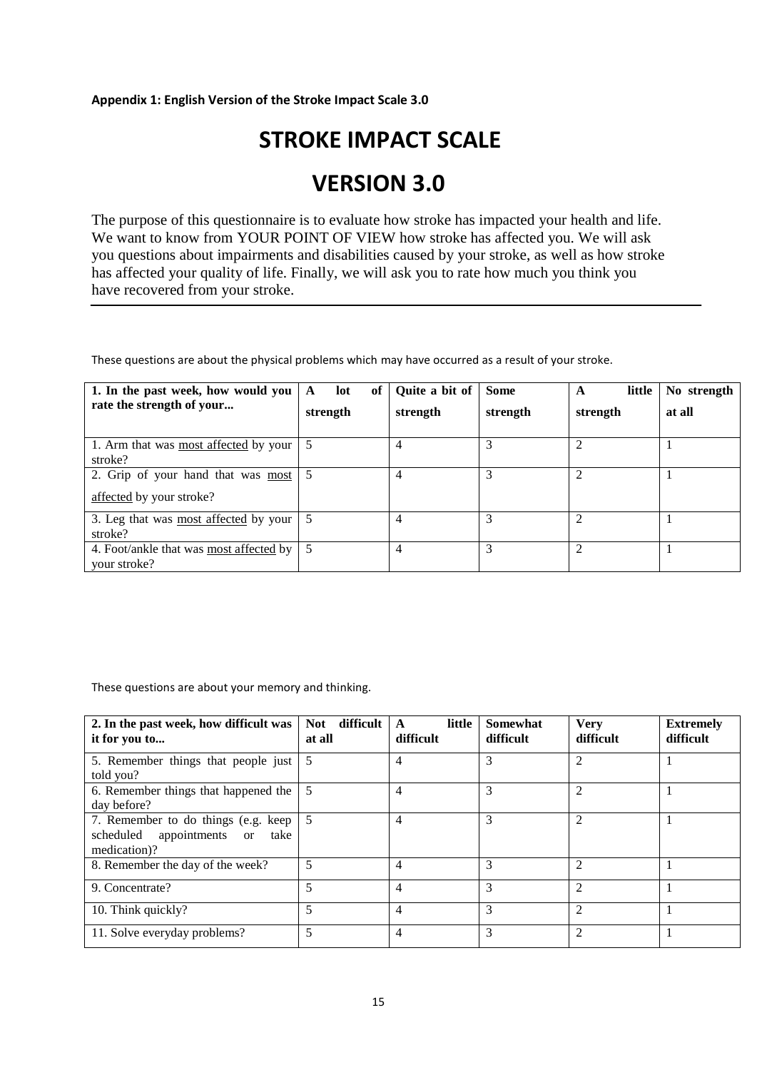**Appendix 1: English Version of the Stroke Impact Scale 3.0**

# STROKE IMPACT SCALE

# VERSION 3.0

The purpose of this questionnaire is to evaluate how stroke has impacted your health and life. We want to know from YOUR POINT OF VIEW how stroke has affected you. We will ask you questions about impairments and disabilities caused by your stroke, as well as how stroke has affected your quality of life. Finally, we will ask you to rate how much you think you have recovered from your stroke.

---

These questions are about the physical problems which may have occurred as a result of your stroke.

| **1. In the past week, how would you rate the strength of your...** | **A lot of strength** | **Quite a bit of strength** | **Some strength** | **A little strength** | **No strength at all** |
|---|---|---|---|---|---|
| 1. Arm that was <u>most affected</u> by your stroke? | 5 | 4 | 3 | 2 | 1 |
| 2. Grip of your hand that was <u>most affected</u> by your stroke? | 5 | 4 | 3 | 2 | 1 |
| 3. Leg that was <u>most affected</u> by your stroke? | 5 | 4 | 3 | 2 | 1 |
| 4. Foot/ankle that was <u>most affected</u> by your stroke? | 5 | 4 | 3 | 2 | 1 |

These questions are about your memory and thinking.

| **2. In the past week, how difficult was it for you to...** | **Not difficult at all** | **A little difficult** | **Somewhat difficult** | **Very difficult** | **Extremely difficult** |
|---|---|---|---|---|---|
| 5. Remember things that people just told you? | 5 | 4 | 3 | 2 | 1 |
| 6. Remember things that happened the day before? | 5 | 4 | 3 | 2 | 1 |
| 7. Remember to do things (e.g. keep scheduled appointments or take medication)? | 5 | 4 | 3 | 2 | 1 |
| 8. Remember the day of the week? | 5 | 4 | 3 | 2 | 1 |
| 9. Concentrate? | 5 | 4 | 3 | 2 | 1 |
| 10. Think quickly? | 5 | 4 | 3 | 2 | 1 |
| 11. Solve everyday problems? | 5 | 4 | 3 | 2 | 1 |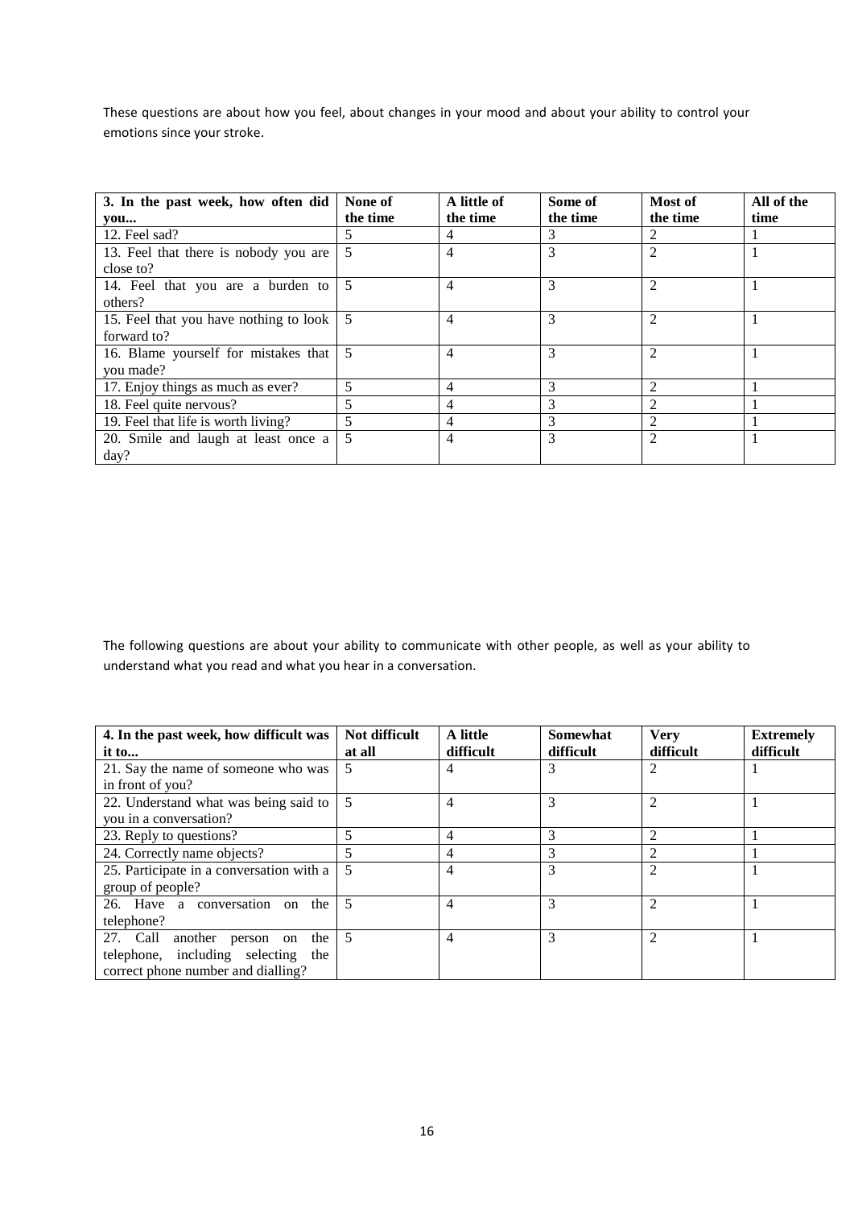These questions are about how you feel, about changes in your mood and about your ability to control your emotions since your stroke.

| 3. In the past week, how often did you... | None of the time | A little of the time | Some of the time | Most of the time | All of the time |
|---|---|---|---|---|---|
| 12. Feel sad? | 5 | 4 | 3 | 2 | 1 |
| 13. Feel that there is nobody you are close to? | 5 | 4 | 3 | 2 | 1 |
| 14. Feel that you are a burden to others? | 5 | 4 | 3 | 2 | 1 |
| 15. Feel that you have nothing to look forward to? | 5 | 4 | 3 | 2 | 1 |
| 16. Blame yourself for mistakes that you made? | 5 | 4 | 3 | 2 | 1 |
| 17. Enjoy things as much as ever? | 5 | 4 | 3 | 2 | 1 |
| 18. Feel quite nervous? | 5 | 4 | 3 | 2 | 1 |
| 19. Feel that life is worth living? | 5 | 4 | 3 | 2 | 1 |
| 20. Smile and laugh at least once a day? | 5 | 4 | 3 | 2 | 1 |

The following questions are about your ability to communicate with other people, as well as your ability to understand what you read and what you hear in a conversation.

| 4. In the past week, how difficult was it to... | Not difficult at all | A little difficult | Somewhat difficult | Very difficult | Extremely difficult |
|---|---|---|---|---|---|
| 21. Say the name of someone who was in front of you? | 5 | 4 | 3 | 2 | 1 |
| 22. Understand what was being said to you in a conversation? | 5 | 4 | 3 | 2 | 1 |
| 23. Reply to questions? | 5 | 4 | 3 | 2 | 1 |
| 24. Correctly name objects? | 5 | 4 | 3 | 2 | 1 |
| 25. Participate in a conversation with a group of people? | 5 | 4 | 3 | 2 | 1 |
| 26. Have a conversation on the telephone? | 5 | 4 | 3 | 2 | 1 |
| 27. Call another person on the telephone, including selecting the correct phone number and dialling? | 5 | 4 | 3 | 2 | 1 |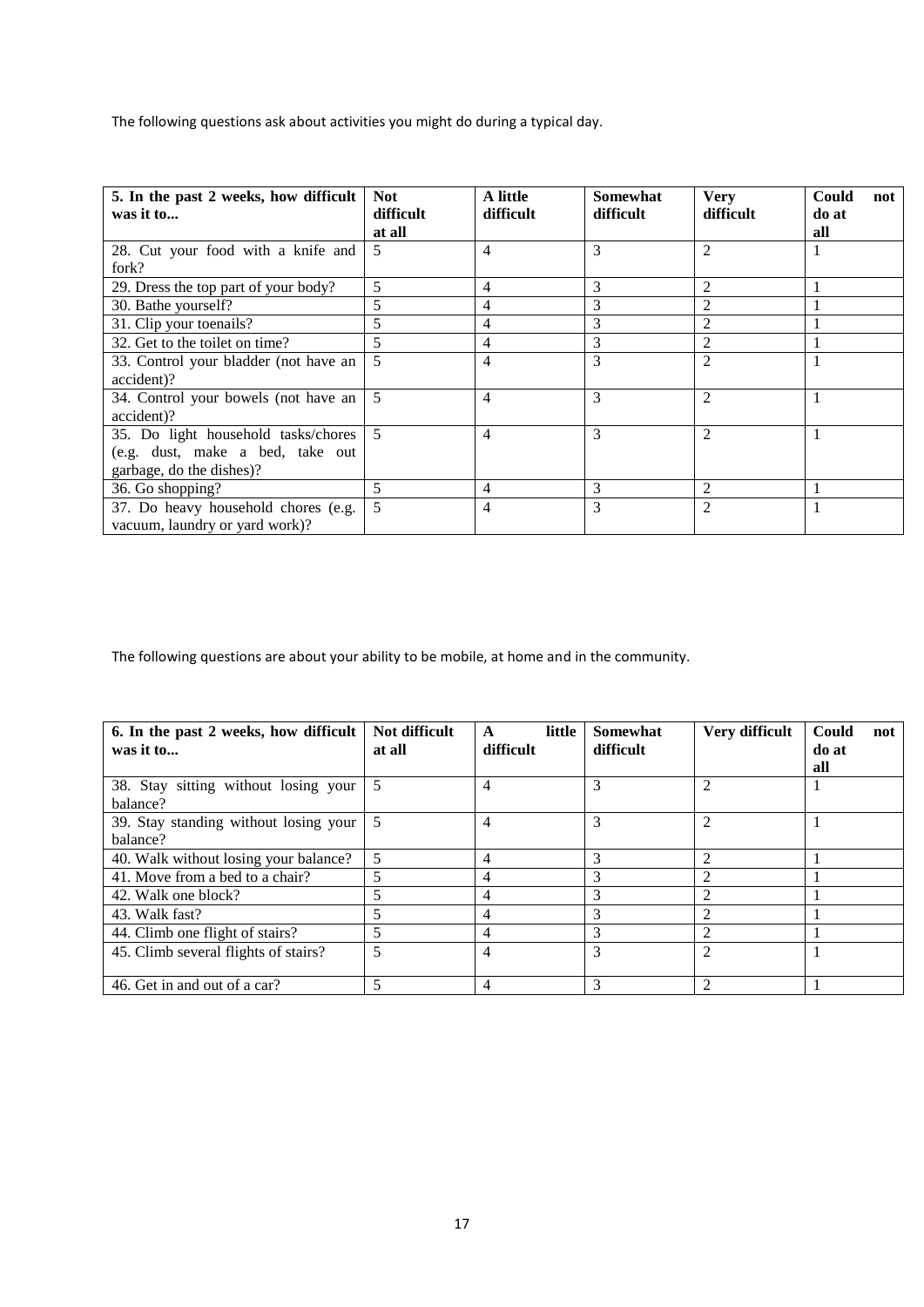The following questions ask about activities you might do during a typical day.

| **5. In the past 2 weeks, how difficult was it to...** | **Not difficult at all** | **A little difficult** | **Somewhat difficult** | **Very difficult** | **Could not do at all** |
|---|---|---|---|---|---|
| 28. Cut your food with a knife and fork? | 5 | 4 | 3 | 2 | 1 |
| 29. Dress the top part of your body? | 5 | 4 | 3 | 2 | 1 |
| 30. Bathe yourself? | 5 | 4 | 3 | 2 | 1 |
| 31. Clip your toenails? | 5 | 4 | 3 | 2 | 1 |
| 32. Get to the toilet on time? | 5 | 4 | 3 | 2 | 1 |
| 33. Control your bladder (not have an accident)? | 5 | 4 | 3 | 2 | 1 |
| 34. Control your bowels (not have an accident)? | 5 | 4 | 3 | 2 | 1 |
| 35. Do light household tasks/chores (e.g. dust, make a bed, take out garbage, do the dishes)? | 5 | 4 | 3 | 2 | 1 |
| 36. Go shopping? | 5 | 4 | 3 | 2 | 1 |
| 37. Do heavy household chores (e.g. vacuum, laundry or yard work)? | 5 | 4 | 3 | 2 | 1 |

The following questions are about your ability to be mobile, at home and in the community.

| **6. In the past 2 weeks, how difficult was it to...** | **Not difficult at all** | **A little difficult** | **Somewhat difficult** | **Very difficult** | **Could not do at all** |
|---|---|---|---|---|---|
| 38. Stay sitting without losing your balance? | 5 | 4 | 3 | 2 | 1 |
| 39. Stay standing without losing your balance? | 5 | 4 | 3 | 2 | 1 |
| 40. Walk without losing your balance? | 5 | 4 | 3 | 2 | 1 |
| 41. Move from a bed to a chair? | 5 | 4 | 3 | 2 | 1 |
| 42. Walk one block? | 5 | 4 | 3 | 2 | 1 |
| 43. Walk fast? | 5 | 4 | 3 | 2 | 1 |
| 44. Climb one flight of stairs? | 5 | 4 | 3 | 2 | 1 |
| 45. Climb several flights of stairs? | 5 | 4 | 3 | 2 | 1 |
| 46. Get in and out of a car? | 5 | 4 | 3 | 2 | 1 |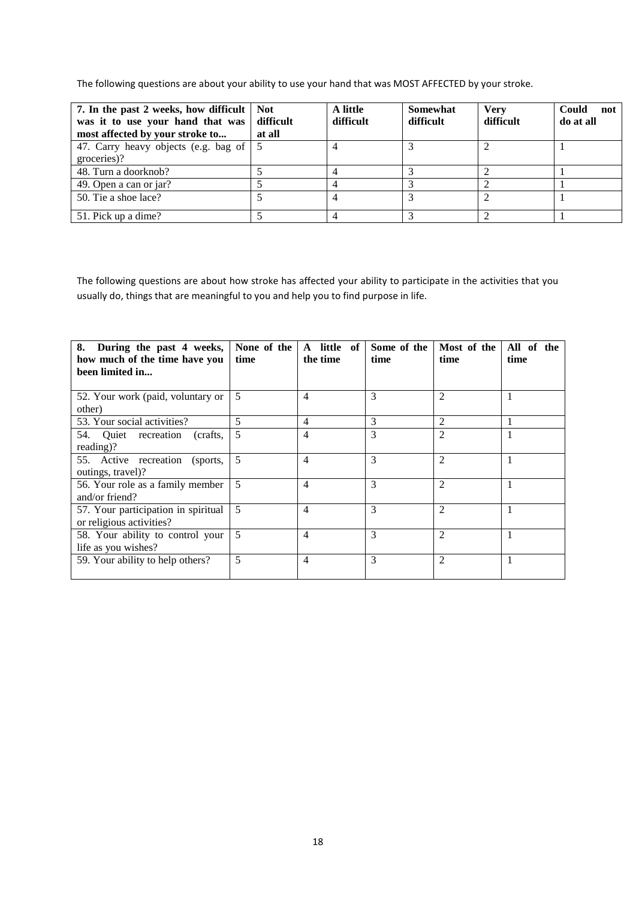The following questions are about your ability to use your hand that was MOST AFFECTED by your stroke.

| **7. In the past 2 weeks, how difficult was it to use your hand that was most affected by your stroke to...** | **Not difficult at all** | **A little difficult** | **Somewhat difficult** | **Very difficult** | **Could not do at all** |
|---|---|---|---|---|---|
| 47. Carry heavy objects (e.g. bag of groceries)? | 5 | 4 | 3 | 2 | 1 |
| 48. Turn a doorknob? | 5 | 4 | 3 | 2 | 1 |
| 49. Open a can or jar? | 5 | 4 | 3 | 2 | 1 |
| 50. Tie a shoe lace? | 5 | 4 | 3 | 2 | 1 |
| 51. Pick up a dime? | 5 | 4 | 3 | 2 | 1 |

The following questions are about how stroke has affected your ability to participate in the activities that you usually do, things that are meaningful to you and help you to find purpose in life.

| **8. During the past 4 weeks, how much of the time have you been limited in...** | **None of the time** | **A little of the time** | **Some of the time** | **Most of the time** | **All of the time** |
|---|---|---|---|---|---|
| 52. Your work (paid, voluntary or other) | 5 | 4 | 3 | 2 | 1 |
| 53. Your social activities? | 5 | 4 | 3 | 2 | 1 |
| 54. Quiet recreation (crafts, reading)? | 5 | 4 | 3 | 2 | 1 |
| 55. Active recreation (sports, outings, travel)? | 5 | 4 | 3 | 2 | 1 |
| 56. Your role as a family member and/or friend? | 5 | 4 | 3 | 2 | 1 |
| 57. Your participation in spiritual or religious activities? | 5 | 4 | 3 | 2 | 1 |
| 58. Your ability to control your life as you wishes? | 5 | 4 | 3 | 2 | 1 |
| 59. Your ability to help others? | 5 | 4 | 3 | 2 | 1 |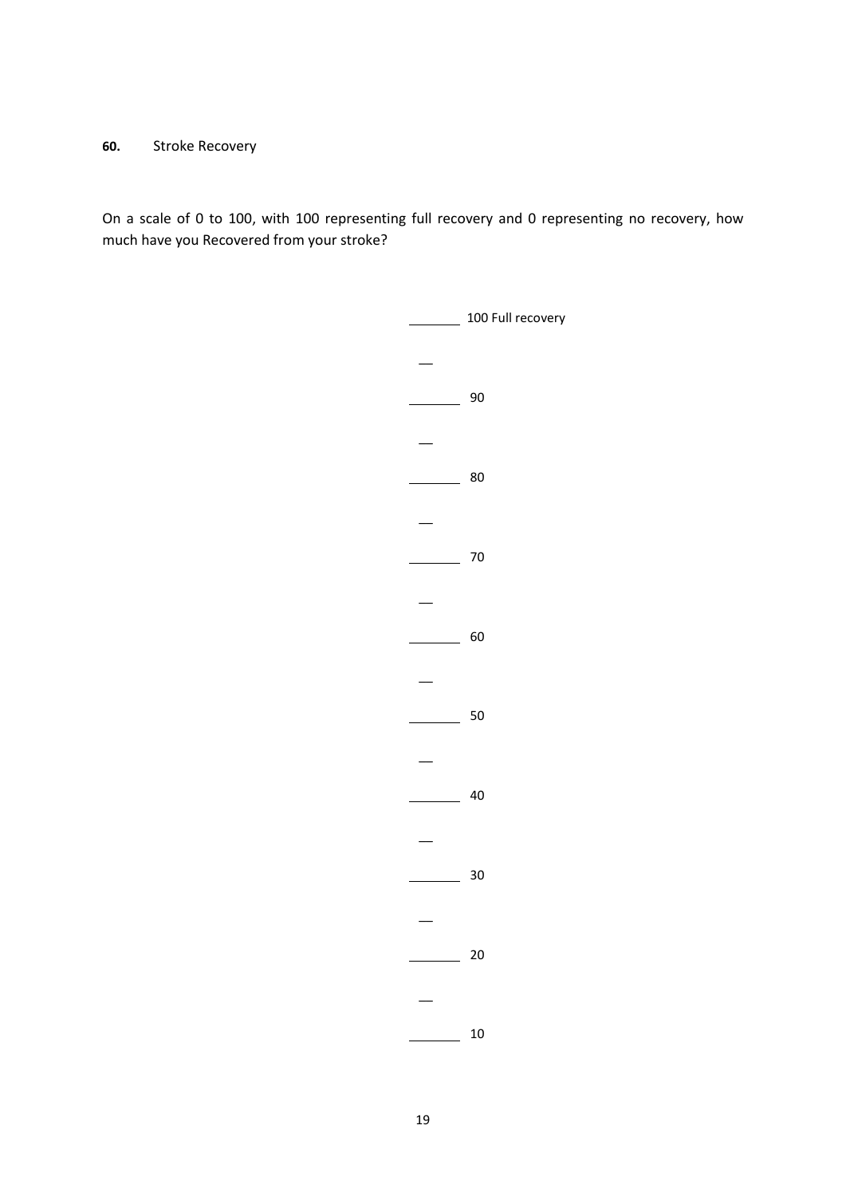**60.** Stroke Recovery

On a scale of 0 to 100, with 100 representing full recovery and 0 representing no recovery, how much have you Recovered from your stroke?

_______ 100 Full recovery

—

_______ 90

—

_______ 80

—

_______ 70

—

_______ 60

—

_______ 50

—

_______ 40

—

_______ 30

—

_______ 20

—

_______ 10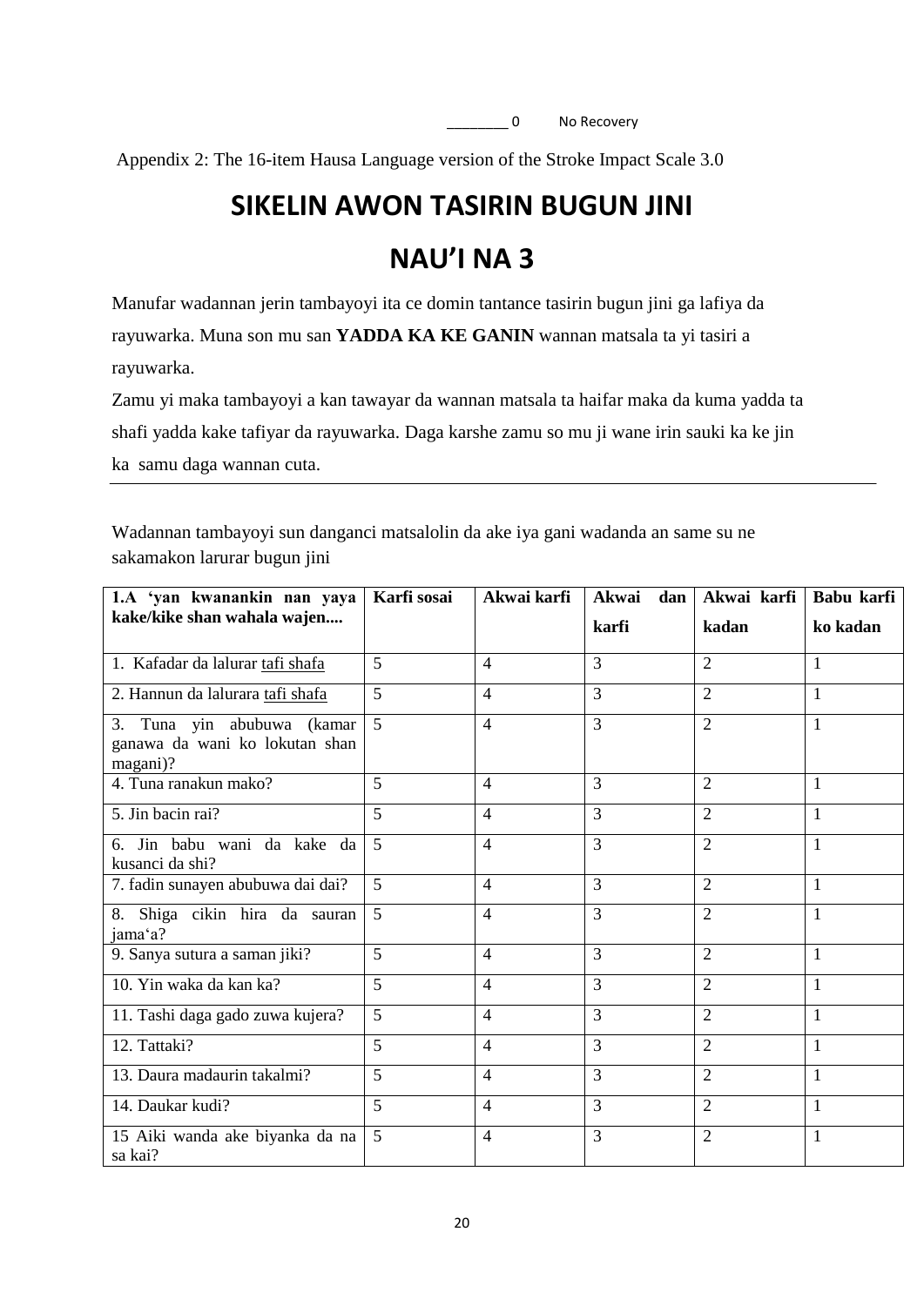________ 0 No Recovery

Appendix 2: The 16-item Hausa Language version of the Stroke Impact Scale 3.0

# SIKELIN AWON TASIRIN BUGUN JINI

# NAU'I NA 3

Manufar wadannan jerin tambayoyi ita ce domin tantance tasirin bugun jini ga lafiya da rayuwarka. Muna son mu san **YADDA KA KE GANIN** wannan matsala ta yi tasiri a rayuwarka.

Zamu yi maka tambayoyi a kan tawayar da wannan matsala ta haifar maka da kuma yadda ta shafi yadda kake tafiyar da rayuwarka. Daga karshe zamu so mu ji wane irin sauki ka ke jin ka samu daga wannan cuta.

---

Wadannan tambayoyi sun danganci matsalolin da ake iya gani wadanda an same su ne sakamakon larurar bugun jini

| 1.A 'yan kwanankin nan yaya kake/kike shan wahala wajen.... | Karfi sosai | Akwai karfi | Akwai dan karfi | Akwai karfi kadan | Babu karfi ko kadan |
|---|---|---|---|---|---|
| 1. Kafadar da lalurar tafi shafa | 5 | 4 | 3 | 2 | 1 |
| 2. Hannun da lalurara tafi shafa | 5 | 4 | 3 | 2 | 1 |
| 3. Tuna yin abubuwa (kamar ganawa da wani ko lokutan shan magani)? | 5 | 4 | 3 | 2 | 1 |
| 4. Tuna ranakun mako? | 5 | 4 | 3 | 2 | 1 |
| 5. Jin bacin rai? | 5 | 4 | 3 | 2 | 1 |
| 6. Jin babu wani da kake da kusanci da shi? | 5 | 4 | 3 | 2 | 1 |
| 7. fadin sunayen abubuwa dai dai? | 5 | 4 | 3 | 2 | 1 |
| 8. Shiga cikin hira da sauran jama'a? | 5 | 4 | 3 | 2 | 1 |
| 9. Sanya sutura a saman jiki? | 5 | 4 | 3 | 2 | 1 |
| 10. Yin waka da kan ka? | 5 | 4 | 3 | 2 | 1 |
| 11. Tashi daga gado zuwa kujera? | 5 | 4 | 3 | 2 | 1 |
| 12. Tattaki? | 5 | 4 | 3 | 2 | 1 |
| 13. Daura madaurin takalmi? | 5 | 4 | 3 | 2 | 1 |
| 14. Daukar kudi? | 5 | 4 | 3 | 2 | 1 |
| 15 Aiki wanda ake biyanka da na sa kai? | 5 | 4 | 3 | 2 | 1 |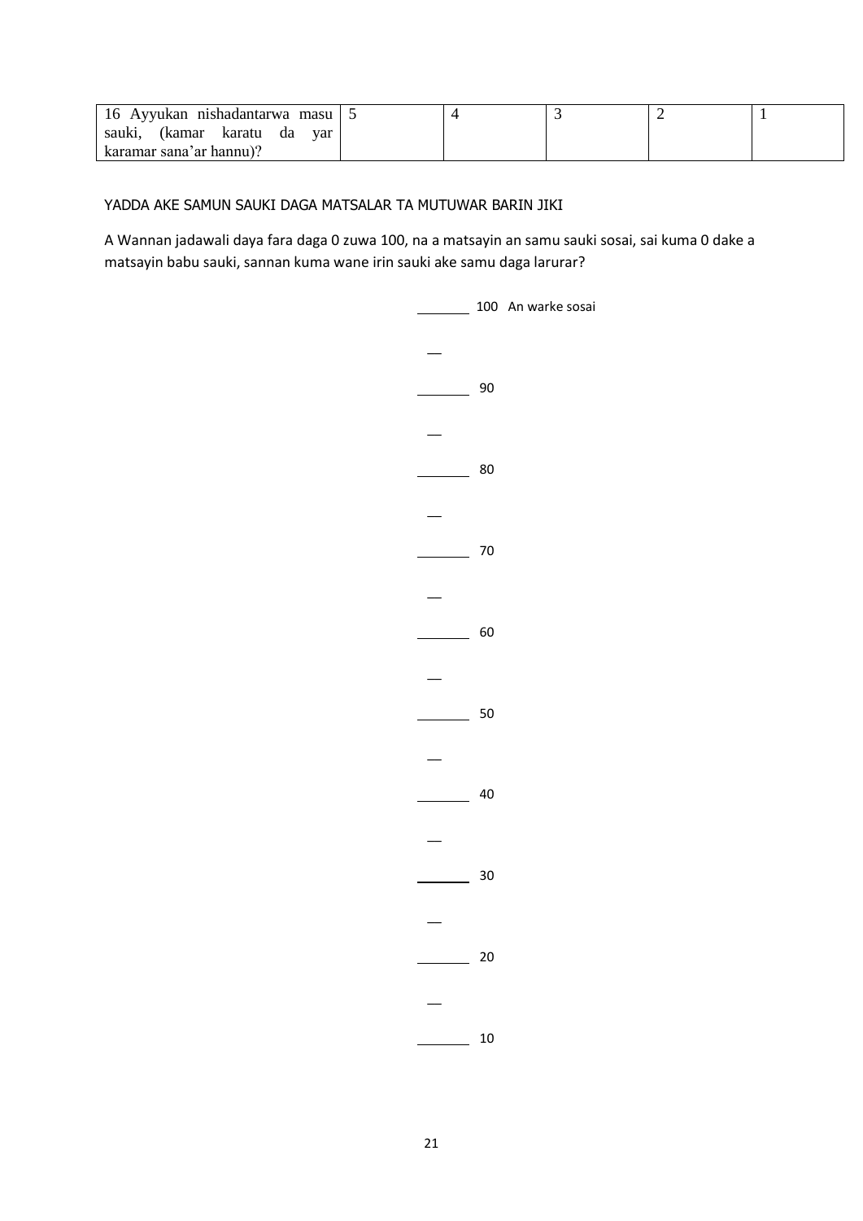| 16 Ayyukan nishadantarwa masu sauki, (kamar karatu da yar karamar sana'ar hannu)? | 5 | 4 | 3 | 2 | 1 |
|---|---|---|---|---|---|

YADDA AKE SAMUN SAUKI DAGA MATSALAR TA MUTUWAR BARIN JIKI

A Wannan jadawali daya fara daga 0 zuwa 100, na a matsayin an samu sauki sosai, sai kuma 0 dake a matsayin babu sauki, sannan kuma wane irin sauki ake samu daga larurar?

_______ 100 An warke sosai

—

_______ 90

—

_______ 80

—

_______ 70

—

_______ 60

—

_______ 50

—

_______ 40

—

_______ 30

—

_______ 20

—

_______ 10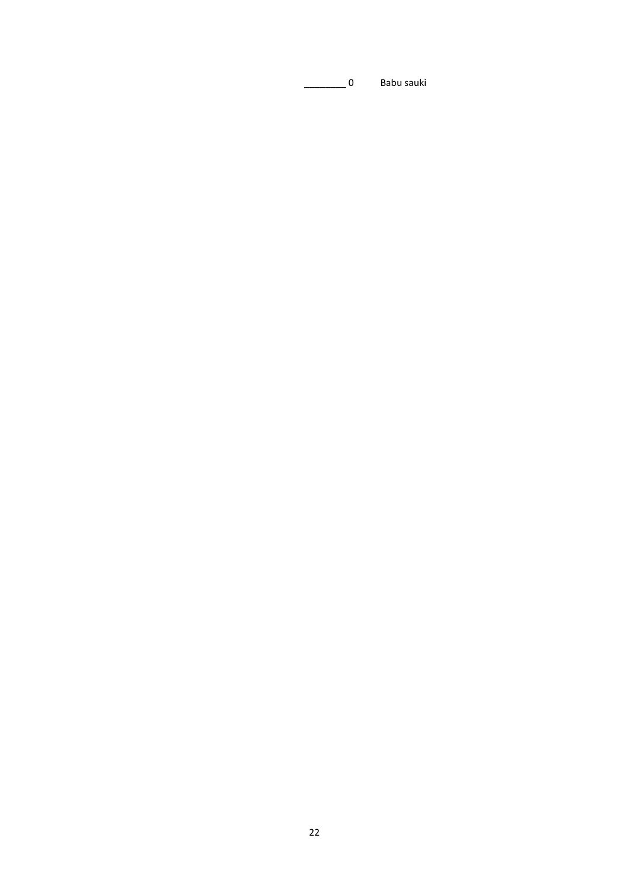________ 0 Babu sauki